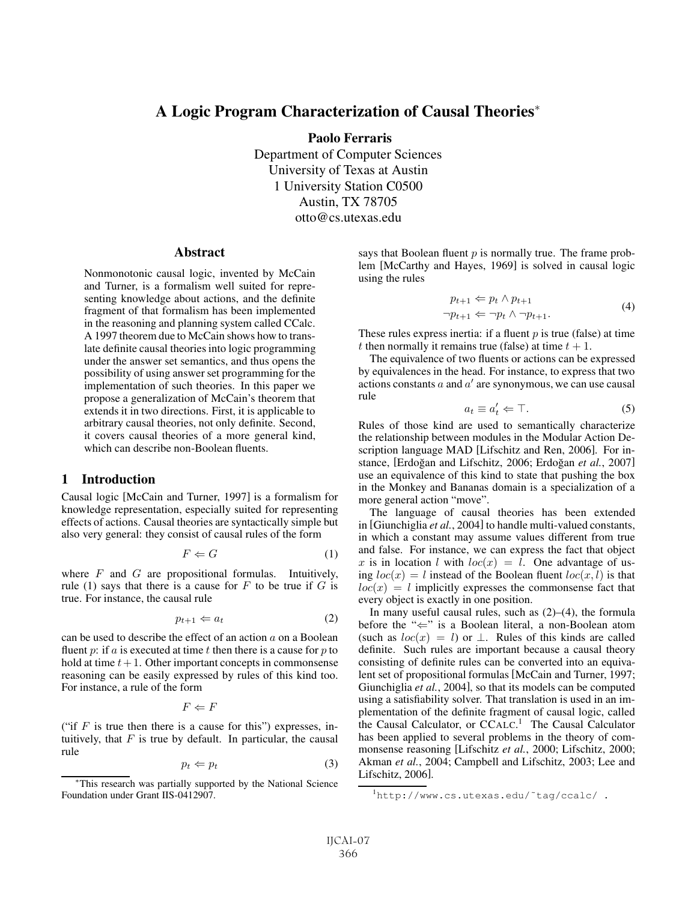# A Logic Program Characterization of Causal Theories[*]

**Paolo Ferraris**
Department of Computer Sciences
University of Texas at Austin
1 University Station C0500
Austin, TX 78705
otto@cs.utexas.edu

## Abstract

Nonmonotonic causal logic, invented by McCain and Turner, is a formalism well suited for representing knowledge about actions, and the definite fragment of that formalism has been implemented in the reasoning and planning system called CCalc. A 1997 theorem due to McCain shows how to translate definite causal theories into logic programming under the answer set semantics, and thus opens the possibility of using answer set programming for the implementation of such theories. In this paper we propose a generalization of McCain's theorem that extends it in two directions. First, it is applicable to arbitrary causal theories, not only definite. Second, it covers causal theories of a more general kind, which can describe non-Boolean fluents.

## 1 Introduction

Causal logic [McCain and Turner, 1997] is a formalism for knowledge representation, especially suited for representing effects of actions. Causal theories are syntactically simple but also very general: they consist of causal rules of the form

$$F \Leftarrow G \tag{1}$$

where $F$ and $G$ are propositional formulas. Intuitively, rule (1) says that there is a cause for $F$ to be true if $G$ is true. For instance, the causal rule

$$p_{t+1} \Leftarrow a_t \tag{2}$$

can be used to describe the effect of an action $a$ on a Boolean fluent $p$: if $a$ is executed at time $t$ then there is a cause for $p$ to hold at time $t+1$. Other important concepts in commonsense reasoning can be easily expressed by rules of this kind too. For instance, a rule of the form

$$F \Leftarrow F$$

("if $F$ is true then there is a cause for this") expresses, intuitively, that $F$ is true by default. In particular, the causal rule

$$p_t \Leftarrow p_t \tag{3}$$

says that Boolean fluent $p$ is normally true. The frame problem [McCarthy and Hayes, 1969] is solved in causal logic using the rules

$$\begin{aligned} p_{t+1} &\Leftarrow p_t \wedge p_{t+1} \\ \neg p_{t+1} &\Leftarrow \neg p_t \wedge \neg p_{t+1}. \end{aligned} \tag{4}$$

These rules express inertia: if a fluent $p$ is true (false) at time $t$ then normally it remains true (false) at time $t+1$.

The equivalence of two fluents or actions can be expressed by equivalences in the head. For instance, to express that two actions constants $a$ and $a'$ are synonymous, we can use causal rule

$$a_t \equiv a'_t \Leftarrow \top. \tag{5}$$

Rules of those kind are used to semantically characterize the relationship between modules in the Modular Action Description language MAD [Lifschitz and Ren, 2006]. For instance, [Erdoğan and Lifschitz, 2006; Erdoğan *et al.*, 2007] use an equivalence of this kind to state that pushing the box in the Monkey and Bananas domain is a specialization of a more general action "move".

The language of causal theories has been extended in [Giunchiglia *et al.*, 2004] to handle multi-valued constants, in which a constant may assume values different from true and false. For instance, we can express the fact that object $x$ is in location $l$ with $loc(x) = l$. One advantage of using $loc(x) = l$ instead of the Boolean fluent $loc(x, l)$ is that $loc(x) = l$ implicitly expresses the commonsense fact that every object is exactly in one position.

In many useful causal rules, such as (2)–(4), the formula before the "$\Leftarrow$" is a Boolean literal, a non-Boolean atom (such as $loc(x) = l$) or $\bot$. Rules of this kinds are called definite. Such rules are important because a causal theory consisting of definite rules can be converted into an equivalent set of propositional formulas [McCain and Turner, 1997; Giunchiglia *et al.*, 2004], so that its models can be computed using a satisfiability solver. That translation is used in an implementation of the definite fragment of causal logic, called the Causal Calculator, or CCALC.[1] The Causal Calculator has been applied to several problems in the theory of commonsense reasoning [Lifschitz *et al.*, 2000; Lifschitz, 2000; Akman *et al.*, 2004; Campbell and Lifschitz, 2003; Lee and Lifschitz, 2006].

[*] This research was partially supported by the National Science Foundation under Grant IIS-0412907.

[1] http://www.cs.utexas.edu/~tag/ccalc/ .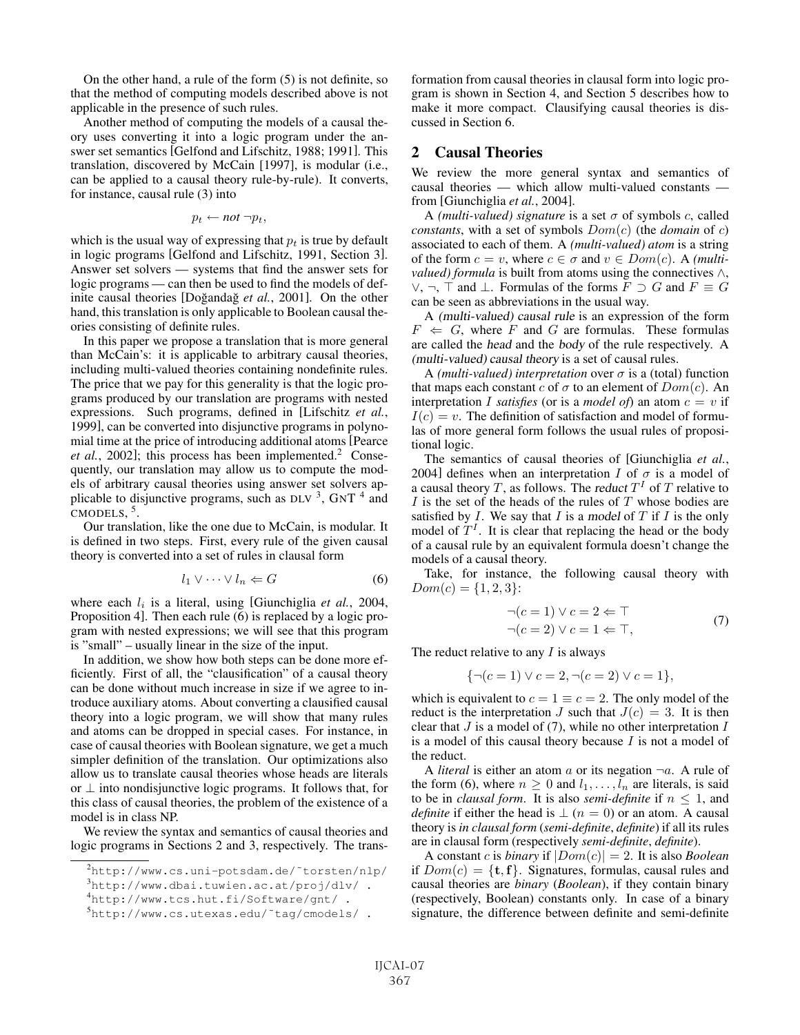On the other hand, a rule of the form (5) is not definite, so that the method of computing models described above is not applicable in the presence of such rules.

Another method of computing the models of a causal theory uses converting it into a logic program under the answer set semantics [Gelfond and Lifschitz, 1988; 1991]. This translation, discovered by McCain [1997], is modular (i.e., can be applied to a causal theory rule-by-rule). It converts, for instance, causal rule (3) into

$$p_t \leftarrow \textit{not}\ \neg p_t,$$

which is the usual way of expressing that $p_t$ is true by default in logic programs [Gelfond and Lifschitz, 1991, Section 3]. Answer set solvers — systems that find the answer sets for logic programs — can then be used to find the models of definite causal theories [Doğandağ *et al.*, 2001]. On the other hand, this translation is only applicable to Boolean causal theories consisting of definite rules.

In this paper we propose a translation that is more general than McCain's: it is applicable to arbitrary causal theories, including multi-valued theories containing nondefinite rules. The price that we pay for this generality is that the logic programs produced by our translation are programs with nested expressions. Such programs, defined in [Lifschitz *et al.*, 1999], can be converted into disjunctive programs in polynomial time at the price of introducing additional atoms [Pearce *et al.*, 2002]; this process has been implemented.[2] Consequently, our translation may allow us to compute the models of arbitrary causal theories using answer set solvers applicable to disjunctive programs, such as DLV [3], GNT [4] and CMODELS, [5].

Our translation, like the one due to McCain, is modular. It is defined in two steps. First, every rule of the given causal theory is converted into a set of rules in clausal form

$$l_1 \vee \cdots \vee l_n \Leftarrow G \tag{6}$$

where each $l_i$ is a literal, using [Giunchiglia *et al.*, 2004, Proposition 4]. Then each rule (6) is replaced by a logic program with nested expressions; we will see that this program is "small" – usually linear in the size of the input.

In addition, we show how both steps can be done more efficiently. First of all, the "clausification" of a causal theory can be done without much increase in size if we agree to introduce auxiliary atoms. About converting a clausified causal theory into a logic program, we will show that many rules and atoms can be dropped in special cases. For instance, in case of causal theories with Boolean signature, we get a much simpler definition of the translation. Our optimizations also allow us to translate causal theories whose heads are literals or $\perp$ into nondisjunctive logic programs. It follows that, for this class of causal theories, the problem of the existence of a model is in class NP.

We review the syntax and semantics of causal theories and logic programs in Sections 2 and 3, respectively. The transformation from causal theories in clausal form into logic program is shown in Section 4, and Section 5 describes how to make it more compact. Clausifying causal theories is discussed in Section 6.

[2] http://www.cs.uni-potsdam.de/~torsten/nlp/

[3] http://www.dbai.tuwien.ac.at/proj/dlv/ .

[4] http://www.tcs.hut.fi/Software/gnt/ .

[5] http://www.cs.utexas.edu/~tag/cmodels/ .

## 2 Causal Theories

We review the more general syntax and semantics of causal theories — which allow multi-valued constants — from [Giunchiglia *et al.*, 2004].

A *(multi-valued) signature* is a set $\sigma$ of symbols $c$, called *constants*, with a set of symbols $Dom(c)$ (the *domain* of $c$) associated to each of them. A *(multi-valued) atom* is a string of the form $c = v$, where $c \in \sigma$ and $v \in Dom(c)$. A *(multi-valued) formula* is built from atoms using the connectives $\wedge$, $\vee$, $\neg$, $\top$ and $\perp$. Formulas of the forms $F \supset G$ and $F \equiv G$ can be seen as abbreviations in the usual way.

A *(multi-valued) causal rule* is an expression of the form $F \Leftarrow G$, where $F$ and $G$ are formulas. These formulas are called the *head* and the *body* of the rule respectively. A *(multi-valued) causal theory* is a set of causal rules.

A *(multi-valued) interpretation* over $\sigma$ is a (total) function that maps each constant $c$ of $\sigma$ to an element of $Dom(c)$. An interpretation $I$ *satisfies* (or is a *model of*) an atom $c = v$ if $I(c) = v$. The definition of satisfaction and model of formulas of more general form follows the usual rules of propositional logic.

The semantics of causal theories of [Giunchiglia *et al.*, 2004] defines when an interpretation $I$ of $\sigma$ is a model of a causal theory $T$, as follows. The *reduct* $T^I$ of $T$ relative to $I$ is the set of the heads of the rules of $T$ whose bodies are satisfied by $I$. We say that $I$ is a *model* of $T$ if $I$ is the only model of $T^I$. It is clear that replacing the head or the body of a causal rule by an equivalent formula doesn't change the models of a causal theory.

Take, for instance, the following causal theory with $Dom(c) = \{1, 2, 3\}$:

$$\begin{aligned} \neg(c = 1) \vee c = 2 &\Leftarrow \top \\ \neg(c = 2) \vee c = 1 &\Leftarrow \top, \end{aligned} \tag{7}$$

The reduct relative to any $I$ is always

$$\{\neg(c = 1) \vee c = 2, \neg(c = 2) \vee c = 1\},$$

which is equivalent to $c = 1 \equiv c = 2$. The only model of the reduct is the interpretation $J$ such that $J(c) = 3$. It is then clear that $J$ is a model of (7), while no other interpretation $I$ is a model of this causal theory because $I$ is not a model of the reduct.

A *literal* is either an atom $a$ or its negation $\neg a$. A rule of the form (6), where $n \geq 0$ and $l_1, \ldots, l_n$ are literals, is said to be in *clausal form*. It is also *semi-definite* if $n \leq 1$, and *definite* if either the head is $\perp$ ($n = 0$) or an atom. A causal theory is *in clausal form* (*semi-definite*, *definite*) if all its rules are in clausal form (respectively *semi-definite*, *definite*).

A constant $c$ is *binary* if $|Dom(c)| = 2$. It is also *Boolean* if $Dom(c) = \{\mathbf{t}, \mathbf{f}\}$. Signatures, formulas, causal rules and causal theories are *binary* (*Boolean*), if they contain binary (respectively, Boolean) constants only. In case of a binary signature, the difference between definite and semi-definite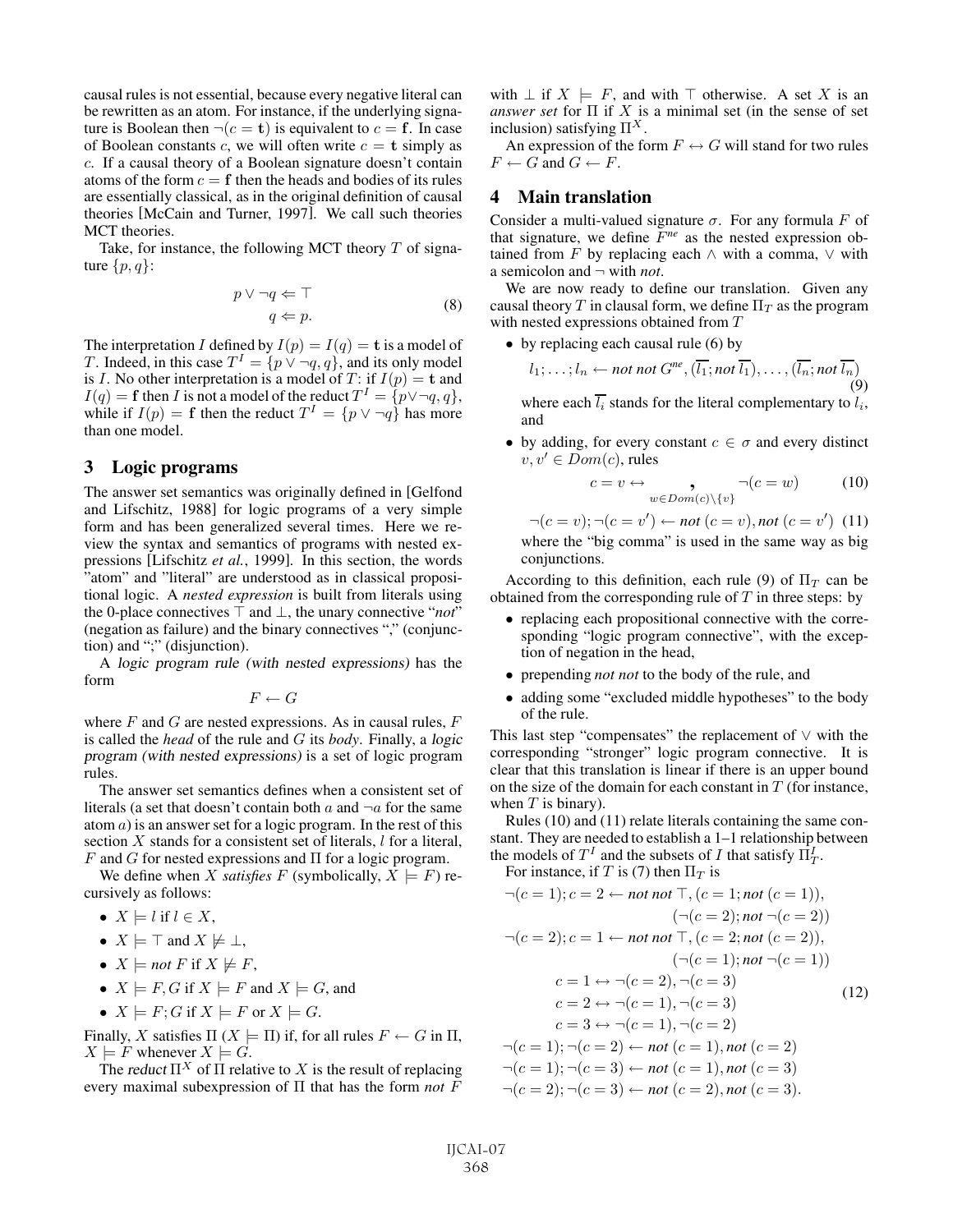causal rules is not essential, because every negative literal can be rewritten as an atom. For instance, if the underlying signature is Boolean then $\neg(c = \mathbf{t})$ is equivalent to $c = \mathbf{f}$. In case of Boolean constants $c$, we will often write $c = \mathbf{t}$ simply as $c$. If a causal theory of a Boolean signature doesn't contain atoms of the form $c = \mathbf{f}$ then the heads and bodies of its rules are essentially classical, as in the original definition of causal theories [McCain and Turner, 1997]. We call such theories MCT theories.

Take, for instance, the following MCT theory $T$ of signature $\{p, q\}$:

$$
\begin{aligned}
p \vee \neg q &\Leftarrow \top \\
q &\Leftarrow p.
\end{aligned}
\tag{8}
$$

The interpretation $I$ defined by $I(p) = I(q) = \mathbf{t}$ is a model of $T$. Indeed, in this case $T^I = \{p \vee \neg q, q\}$, and its only model is $I$. No other interpretation is a model of $T$: if $I(p) = \mathbf{t}$ and $I(q) = \mathbf{f}$ then $I$ is not a model of the reduct $T^I = \{p \vee \neg q, q\}$, while if $I(p) = \mathbf{f}$ then the reduct $T^I = \{p \vee \neg q\}$ has more than one model.

## 3 Logic programs

The answer set semantics was originally defined in [Gelfond and Lifschitz, 1988] for logic programs of a very simple form and has been generalized several times. Here we review the syntax and semantics of programs with nested expressions [Lifschitz *et al.*, 1999]. In this section, the words "atom" and "literal" are understood as in classical propositional logic. A *nested expression* is built from literals using the 0-place connectives $\top$ and $\bot$, the unary connective "*not*" (negation as failure) and the binary connectives "," (conjunction) and ";" (disjunction).

A *logic program rule (with nested expressions)* has the form

$$F \leftarrow G$$

where $F$ and $G$ are nested expressions. As in causal rules, $F$ is called the *head* of the rule and $G$ its *body*. Finally, a *logic program (with nested expressions)* is a set of logic program rules.

The answer set semantics defines when a consistent set of literals (a set that doesn't contain both $a$ and $\neg a$ for the same atom $a$) is an answer set for a logic program. In the rest of this section $X$ stands for a consistent set of literals, $l$ for a literal, $F$ and $G$ for nested expressions and $\Pi$ for a logic program.

We define when $X$ *satisfies* $F$ (symbolically, $X \models F$) recursively as follows:

- $X \models l$ if $l \in X$,
- $X \models \top$ and $X \not\models \bot$,
- $X \models$ *not* $F$ if $X \not\models F$,
- $X \models F, G$ if $X \models F$ and $X \models G$, and
- $X \models F; G$ if $X \models F$ or $X \models G$.

Finally, $X$ satisfies $\Pi$ ($X \models \Pi$) if, for all rules $F \leftarrow G$ in $\Pi$, $X \models F$ whenever $X \models G$.

The reduct $\Pi^X$ of $\Pi$ relative to $X$ is the result of replacing every maximal subexpression of $\Pi$ that has the form *not* $F$ with $\bot$ if $X \models F$, and with $\top$ otherwise. A set $X$ is an *answer set* for $\Pi$ if $X$ is a minimal set (in the sense of set inclusion) satisfying $\Pi^X$.

An expression of the form $F \leftrightarrow G$ will stand for two rules $F \leftarrow G$ and $G \leftarrow F$.

## 4 Main translation

Consider a multi-valued signature $\sigma$. For any formula $F$ of that signature, we define $F^{ne}$ as the nested expression obtained from $F$ by replacing each $\wedge$ with a comma, $\vee$ with a semicolon and $\neg$ with *not*.

We are now ready to define our translation. Given any causal theory $T$ in clausal form, we define $\Pi_T$ as the program with nested expressions obtained from $T$

- by replacing each causal rule (6) by

$$l_1; \ldots; l_n \leftarrow \textit{not not } G^{ne}, (\overline{l_1}; \textit{not } \overline{l_1}), \ldots, (\overline{l_n}; \textit{not } \overline{l_n}) \tag{9}$$

  where each $\overline{l_i}$ stands for the literal complementary to $l_i$, and

- by adding, for every constant $c \in \sigma$ and every distinct $v, v' \in Dom(c)$, rules

$$c = v \leftrightarrow \underset{w \in Dom(c) \setminus \{v\}}{\Large ,} \neg(c = w) \tag{10}$$

$$\neg(c = v); \neg(c = v') \leftarrow \textit{not } (c = v), \textit{not } (c = v') \tag{11}$$

  where the "big comma" is used in the same way as big conjunctions.

According to this definition, each rule (9) of $\Pi_T$ can be obtained from the corresponding rule of $T$ in three steps: by

- replacing each propositional connective with the corresponding "logic program connective", with the exception of negation in the head,
- prepending *not not* to the body of the rule, and
- adding some "excluded middle hypotheses" to the body of the rule.

This last step "compensates" the replacement of $\vee$ with the corresponding "stronger" logic program connective. It is clear that this translation is linear if there is an upper bound on the size of the domain for each constant in $T$ (for instance, when $T$ is binary).

Rules (10) and (11) relate literals containing the same constant. They are needed to establish a 1–1 relationship between the models of $T^I$ and the subsets of $I$ that satisfy $\Pi_T^I$.

For instance, if $T$ is (7) then $\Pi_T$ is

$$
\begin{aligned}
\neg(c = 1); c = 2 &\leftarrow \textit{not not } \top, (c = 1; \textit{not } (c = 1)), \\
&\qquad (\neg(c = 2); \textit{not } \neg(c = 2)) \\
\neg(c = 2); c = 1 &\leftarrow \textit{not not } \top, (c = 2; \textit{not } (c = 2)), \\
&\qquad (\neg(c = 1); \textit{not } \neg(c = 1)) \\
c = 1 &\leftrightarrow \neg(c = 2), \neg(c = 3) \\
c = 2 &\leftrightarrow \neg(c = 1), \neg(c = 3) \\
c = 3 &\leftrightarrow \neg(c = 1), \neg(c = 2) \\
\neg(c = 1); \neg(c = 2) &\leftarrow \textit{not } (c = 1), \textit{not } (c = 2) \\
\neg(c = 1); \neg(c = 3) &\leftarrow \textit{not } (c = 1), \textit{not } (c = 3) \\
\neg(c = 2); \neg(c = 3) &\leftarrow \textit{not } (c = 2), \textit{not } (c = 3).
\end{aligned}
\tag{12}
$$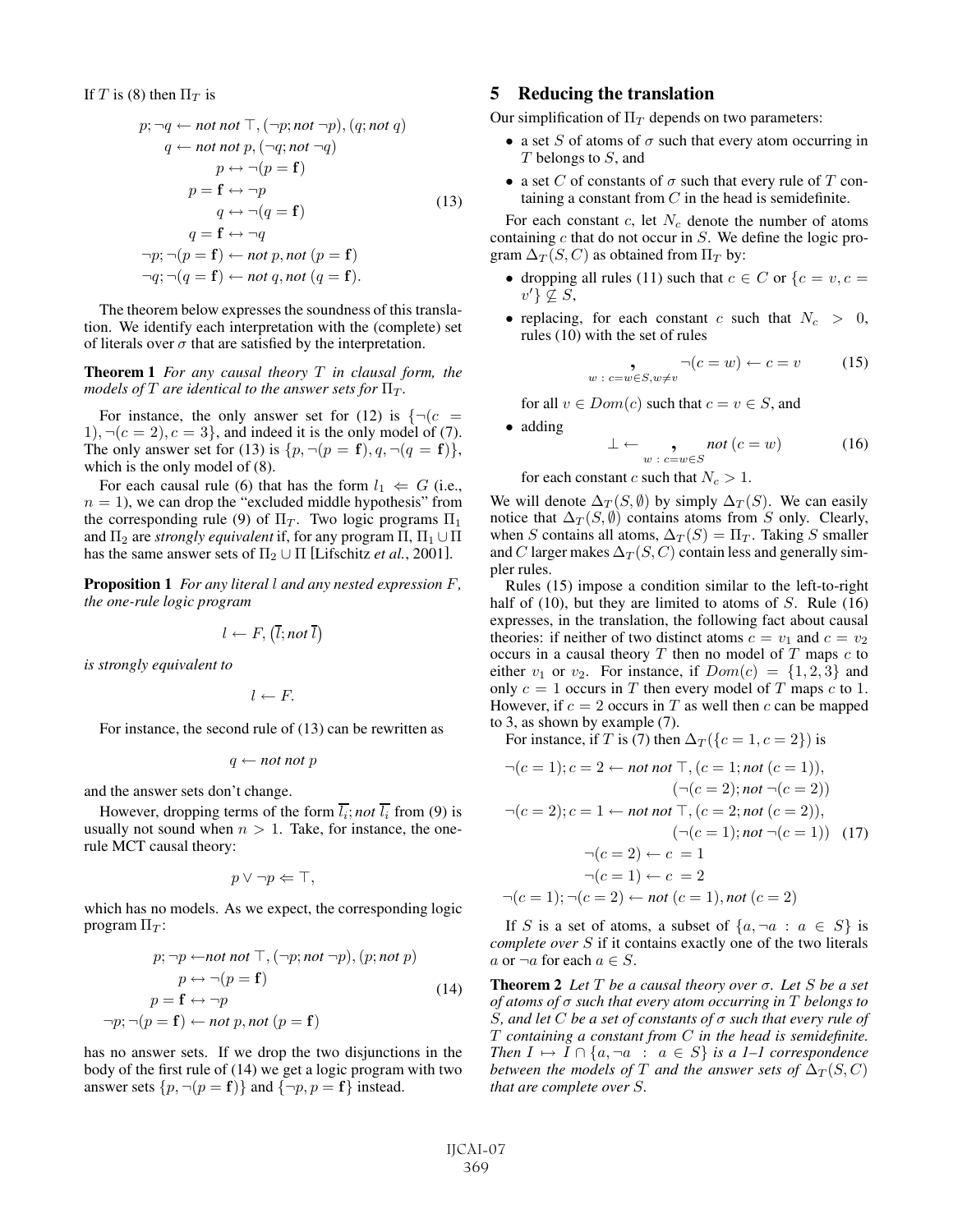If $T$ is (8) then $\Pi_T$ is

$$
\begin{array}{c}
p; \neg q \leftarrow \textit{not not} \top, (\neg p; \textit{not} \neg p), (q; \textit{not } q) \\
q \leftarrow \textit{not not } p, (\neg q; \textit{not} \neg q) \\
p \leftrightarrow \neg(p = \mathbf{f}) \\
p = \mathbf{f} \leftrightarrow \neg p \\
q \leftrightarrow \neg(q = \mathbf{f}) \\
q = \mathbf{f} \leftrightarrow \neg q \\
\neg p; \neg(p = \mathbf{f}) \leftarrow \textit{not } p, \textit{not } (p = \mathbf{f}) \\
\neg q; \neg(q = \mathbf{f}) \leftarrow \textit{not } q, \textit{not } (q = \mathbf{f}).
\end{array}
\tag{13}
$$

The theorem below expresses the soundness of this translation. We identify each interpretation with the (complete) set of literals over $\sigma$ that are satisfied by the interpretation.

**Theorem 1** *For any causal theory $T$ in clausal form, the models of $T$ are identical to the answer sets for $\Pi_T$.*

For instance, the only answer set for (12) is $\{\neg(c = 1), \neg(c = 2), c = 3\}$, and indeed it is the only model of (7). The only answer set for (13) is $\{p, \neg(p = \mathbf{f}), q, \neg(q = \mathbf{f})\}$, which is the only model of (8).

For each causal rule (6) that has the form $l_1 \Leftarrow G$ (i.e., $n = 1$), we can drop the "excluded middle hypothesis" from the corresponding rule (9) of $\Pi_T$. Two logic programs $\Pi_1$ and $\Pi_2$ are *strongly equivalent* if, for any program $\Pi$, $\Pi_1 \cup \Pi$ has the same answer sets of $\Pi_2 \cup \Pi$ [Lifschitz *et al.*, 2001].

**Proposition 1** *For any literal $l$ and any nested expression $F$, the one-rule logic program*

$$l \leftarrow F, (\overline{l}; \textit{not } \overline{l})$$

*is strongly equivalent to*

$$l \leftarrow F.$$

For instance, the second rule of (13) can be rewritten as

$$q \leftarrow \textit{not not } p$$

and the answer sets don't change.

However, dropping terms of the form $\overline{l_i}; \textit{not } \overline{l_i}$ from (9) is usually not sound when $n > 1$. Take, for instance, the one-rule MCT causal theory:

$$p \vee \neg p \Leftarrow \top,$$

which has no models. As we expect, the corresponding logic program $\Pi_T$:

$$
\begin{array}{c}
p; \neg p \leftarrow \textit{not not} \top, (\neg p; \textit{not} \neg p), (p; \textit{not } p) \\
p \leftrightarrow \neg(p = \mathbf{f}) \\
p = \mathbf{f} \leftrightarrow \neg p \\
\neg p; \neg(p = \mathbf{f}) \leftarrow \textit{not } p, \textit{not } (p = \mathbf{f})
\end{array}
\tag{14}
$$

has no answer sets. If we drop the two disjunctions in the body of the first rule of (14) we get a logic program with two answer sets $\{p, \neg(p = \mathbf{f})\}$ and $\{\neg p, p = \mathbf{f}\}$ instead.

## 5 Reducing the translation

Our simplification of $\Pi_T$ depends on two parameters:

- a set $S$ of atoms of $\sigma$ such that every atom occurring in $T$ belongs to $S$, and
- a set $C$ of constants of $\sigma$ such that every rule of $T$ containing a constant from $C$ in the head is semidefinite.

For each constant $c$, let $N_c$ denote the number of atoms containing $c$ that do not occur in $S$. We define the logic program $\Delta_T(S, C)$ as obtained from $\Pi_T$ by:

- dropping all rules (11) such that $c \in C$ or $\{c = v, c = v'\} \not\subseteq S$,
- replacing, for each constant $c$ such that $N_c > 0$, rules (10) with the set of rules

$$\underset{w \,:\, c=w \in S, w \neq v}{\Large ,} \neg(c = w) \leftarrow c = v \tag{15}$$

  for all $v \in Dom(c)$ such that $c = v \in S$, and

- adding

$$\bot \leftarrow \underset{w \,:\, c=w \in S}{\Large ,} \textit{not } (c = w) \tag{16}$$

  for each constant $c$ such that $N_c > 1$.

We will denote $\Delta_T(S, \emptyset)$ by simply $\Delta_T(S)$. We can easily notice that $\Delta_T(S, \emptyset)$ contains atoms from $S$ only. Clearly, when $S$ contains all atoms, $\Delta_T(S) = \Pi_T$. Taking $S$ smaller and $C$ larger makes $\Delta_T(S, C)$ contain less and generally simpler rules.

Rules (15) impose a condition similar to the left-to-right half of (10), but they are limited to atoms of $S$. Rule (16) expresses, in the translation, the following fact about causal theories: if neither of two distinct atoms $c = v_1$ and $c = v_2$ occurs in a causal theory $T$ then no model of $T$ maps $c$ to either $v_1$ or $v_2$. For instance, if $Dom(c) = \{1, 2, 3\}$ and only $c = 1$ occurs in $T$ then every model of $T$ maps $c$ to 1. However, if $c = 2$ occurs in $T$ as well then $c$ can be mapped to 3, as shown by example (7).

For instance, if $T$ is (7) then $\Delta_T(\{c = 1, c = 2\})$ is

$$
\begin{array}{c}
\neg(c = 1); c = 2 \leftarrow \textit{not not} \top, (c = 1; \textit{not } (c = 1)), \\
(\neg(c = 2); \textit{not} \neg(c = 2)) \\
\neg(c = 2); c = 1 \leftarrow \textit{not not} \top, (c = 2; \textit{not } (c = 2)), \\
(\neg(c = 1); \textit{not} \neg(c = 1)) \\
\neg(c = 2) \leftarrow c = 1 \\
\neg(c = 1) \leftarrow c = 2 \\
\neg(c = 1); \neg(c = 2) \leftarrow \textit{not } (c = 1), \textit{not } (c = 2)
\end{array}
\tag{17}
$$

If $S$ is a set of atoms, a subset of $\{a, \neg a : a \in S\}$ is *complete over* $S$ if it contains exactly one of the two literals $a$ or $\neg a$ for each $a \in S$.

**Theorem 2** *Let $T$ be a causal theory over $\sigma$. Let $S$ be a set of atoms of $\sigma$ such that every atom occurring in $T$ belongs to $S$, and let $C$ be a set of constants of $\sigma$ such that every rule of $T$ containing a constant from $C$ in the head is semidefinite. Then $I \mapsto I \cap \{a, \neg a : a \in S\}$ is a 1–1 correspondence between the models of $T$ and the answer sets of $\Delta_T(S, C)$ that are complete over $S$.*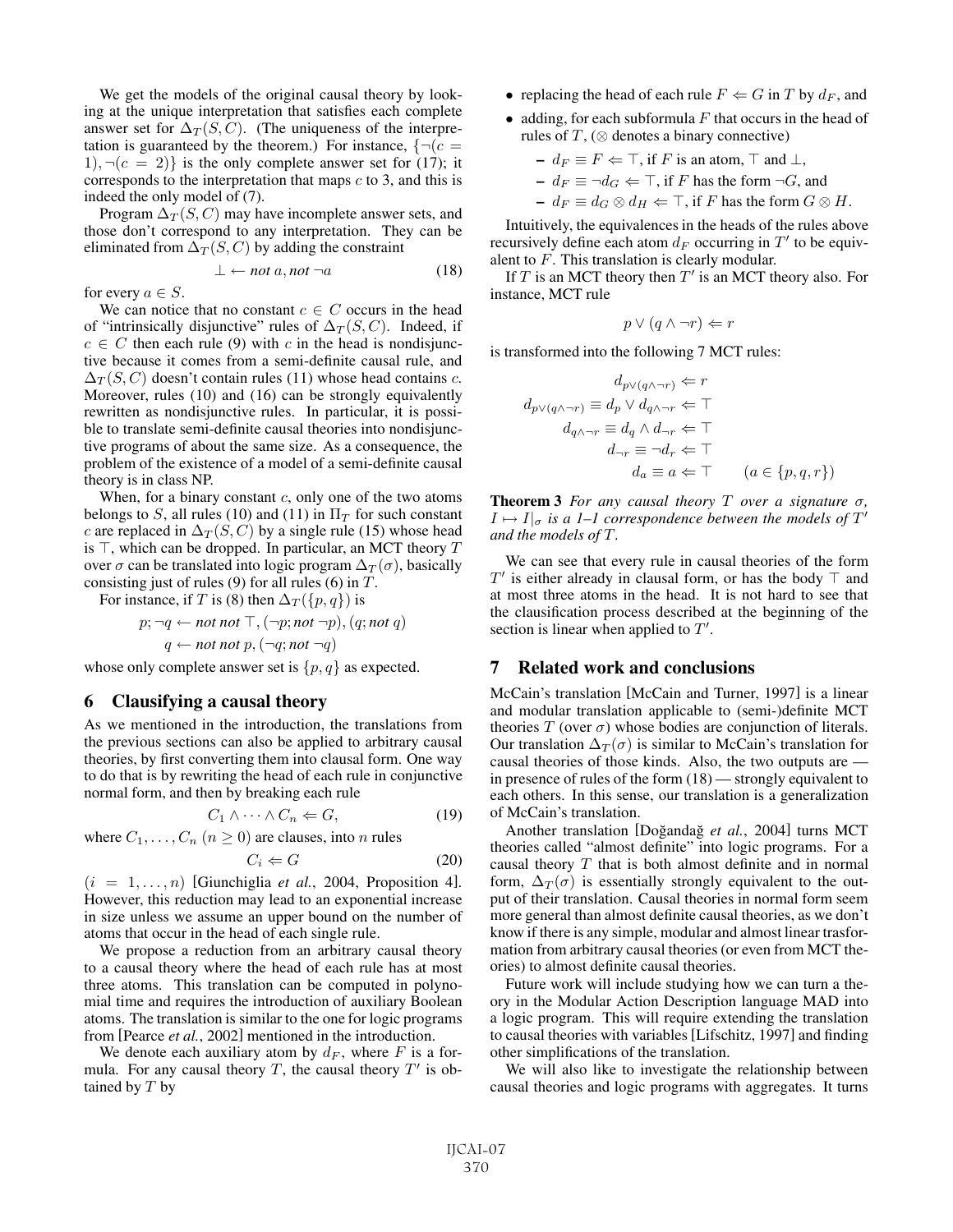We get the models of the original causal theory by looking at the unique interpretation that satisfies each complete answer set for $\Delta_T(S, C)$. (The uniqueness of the interpretation is guaranteed by the theorem.) For instance, $\{\neg(c = 1), \neg(c = 2)\}$ is the only complete answer set for (17); it corresponds to the interpretation that maps $c$ to 3, and this is indeed the only model of (7).

Program $\Delta_T(S, C)$ may have incomplete answer sets, and those don't correspond to any interpretation. They can be eliminated from $\Delta_T(S, C)$ by adding the constraint

$$\bot \leftarrow \textit{not } a, \textit{not } \neg a \tag{18}$$

for every $a \in S$.

We can notice that no constant $c \in C$ occurs in the head of "intrinsically disjunctive" rules of $\Delta_T(S, C)$. Indeed, if $c \in C$ then each rule (9) with $c$ in the head is nondisjunctive because it comes from a semi-definite causal rule, and $\Delta_T(S, C)$ doesn't contain rules (11) whose head contains $c$. Moreover, rules (10) and (16) can be strongly equivalently rewritten as nondisjunctive rules. In particular, it is possible to translate semi-definite causal theories into nondisjunctive programs of about the same size. As a consequence, the problem of the existence of a model of a semi-definite causal theory is in class NP.

When, for a binary constant $c$, only one of the two atoms belongs to $S$, all rules (10) and (11) in $\Pi_T$ for such constant $c$ are replaced in $\Delta_T(S, C)$ by a single rule (15) whose head is $\top$, which can be dropped. In particular, an MCT theory $T$ over $\sigma$ can be translated into logic program $\Delta_T(\sigma)$, basically consisting just of rules (9) for all rules (6) in $T$.

For instance, if $T$ is (8) then $\Delta_T(\{p, q\})$ is

$$p; \neg q \leftarrow \textit{not not } \top, (\neg p; \textit{not } \neg p), (q; \textit{not } q)$$
$$q \leftarrow \textit{not not } p, (\neg q; \textit{not } \neg q)$$

whose only complete answer set is $\{p, q\}$ as expected.

## 6 Clausifying a causal theory

As we mentioned in the introduction, the translations from the previous sections can also be applied to arbitrary causal theories, by first converting them into clausal form. One way to do that is by rewriting the head of each rule in conjunctive normal form, and then by breaking each rule

$$C_1 \wedge \cdots \wedge C_n \Leftarrow G, \tag{19}$$

where $C_1, \ldots, C_n$ ($n \geq 0$) are clauses, into $n$ rules

$$C_i \Leftarrow G \tag{20}$$

($i = 1, \ldots, n$) [Giunchiglia *et al.*, 2004, Proposition 4]. However, this reduction may lead to an exponential increase in size unless we assume an upper bound on the number of atoms that occur in the head of each single rule.

We propose a reduction from an arbitrary causal theory to a causal theory where the head of each rule has at most three atoms. This translation can be computed in polynomial time and requires the introduction of auxiliary Boolean atoms. The translation is similar to the one for logic programs from [Pearce *et al.*, 2002] mentioned in the introduction.

We denote each auxiliary atom by $d_F$, where $F$ is a formula. For any causal theory $T$, the causal theory $T'$ is obtained by $T$ by

- replacing the head of each rule $F \Leftarrow G$ in $T$ by $d_F$, and
- adding, for each subformula $F$ that occurs in the head of rules of $T$, ($\otimes$ denotes a binary connective)
  - $d_F \equiv F \Leftarrow \top$, if $F$ is an atom, $\top$ and $\bot$,
  - $d_F \equiv \neg d_G \Leftarrow \top$, if $F$ has the form $\neg G$, and
  - $d_F \equiv d_G \otimes d_H \Leftarrow \top$, if $F$ has the form $G \otimes H$.

Intuitively, the equivalences in the heads of the rules above recursively define each atom $d_F$ occurring in $T'$ to be equivalent to $F$. This translation is clearly modular.

If $T$ is an MCT theory then $T'$ is an MCT theory also. For instance, MCT rule

$$p \vee (q \wedge \neg r) \Leftarrow r$$

is transformed into the following 7 MCT rules:

$$d_{p \vee (q \wedge \neg r)} \Leftarrow r$$
$$d_{p \vee (q \wedge \neg r)} \equiv d_p \vee d_{q \wedge \neg r} \Leftarrow \top$$
$$d_{q \wedge \neg r} \equiv d_q \wedge d_{\neg r} \Leftarrow \top$$
$$d_{\neg r} \equiv \neg d_r \Leftarrow \top$$
$$d_a \equiv a \Leftarrow \top \qquad (a \in \{p, q, r\})$$

**Theorem 3** *For any causal theory $T$ over a signature $\sigma$, $I \mapsto I|_\sigma$ is a 1–1 correspondence between the models of $T'$ and the models of $T$.*

We can see that every rule in causal theories of the form $T'$ is either already in clausal form, or has the body $\top$ and at most three atoms in the head. It is not hard to see that the clasification process described at the beginning of the section is linear when applied to $T'$.

## 7 Related work and conclusions

McCain's translation [McCain and Turner, 1997] is a linear and modular translation applicable to (semi-)definite MCT theories $T$ (over $\sigma$) whose bodies are conjunction of literals. Our translation $\Delta_T(\sigma)$ is similar to McCain's translation for causal theories of those kinds. Also, the two outputs are — in presence of rules of the form (18) — strongly equivalent to each others. In this sense, our translation is a generalization of McCain's translation.

Another translation [Doğandağ *et al.*, 2004] turns MCT theories called "almost definite" into logic programs. For a causal theory $T$ that is both almost definite and in normal form, $\Delta_T(\sigma)$ is essentially strongly equivalent to the output of their translation. Causal theories in normal form seem more general than almost definite causal theories, as we don't know if there is any simple, modular and almost linear trasformation from arbitrary causal theories (or even from MCT theories) to almost definite causal theories.

Future work will include studying how we can turn a theory in the Modular Action Description language MAD into a logic program. This will require extending the translation to causal theories with variables [Lifschitz, 1997] and finding other simplifications of the translation.

We will also like to investigate the relationship between causal theories and logic programs with aggregates. It turns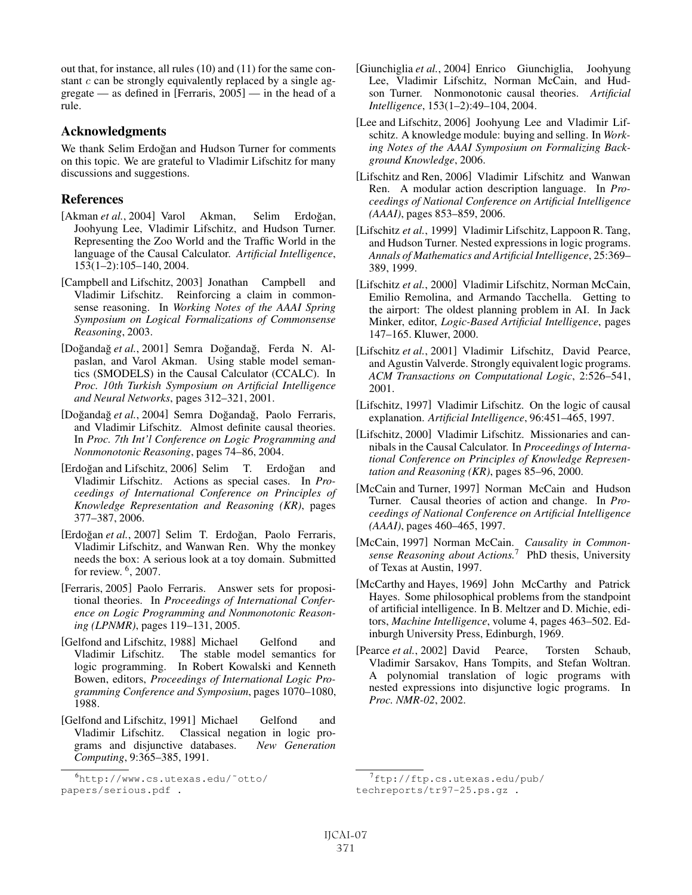out that, for instance, all rules (10) and (11) for the same constant $c$ can be strongly equivalently replaced by a single aggregate — as defined in [Ferraris, 2005] — in the head of a rule.

## Acknowledgments

We thank Selim Erdoğan and Hudson Turner for comments on this topic. We are grateful to Vladimir Lifschitz for many discussions and suggestions.

## References

[Akman *et al.*, 2004] Varol Akman, Selim Erdoğan, Joohyung Lee, Vladimir Lifschitz, and Hudson Turner. Representing the Zoo World and the Traffic World in the language of the Causal Calculator. *Artificial Intelligence*, 153(1–2):105–140, 2004.

[Campbell and Lifschitz, 2003] Jonathan Campbell and Vladimir Lifschitz. Reinforcing a claim in commonsense reasoning. In *Working Notes of the AAAI Spring Symposium on Logical Formalizations of Commonsense Reasoning*, 2003.

[Doğandağ *et al.*, 2001] Semra Doğandağ, Ferda N. Alpaslan, and Varol Akman. Using stable model semantics (SMODELS) in the Causal Calculator (CCALC). In *Proc. 10th Turkish Symposium on Artificial Intelligence and Neural Networks*, pages 312–321, 2001.

[Doğandağ *et al.*, 2004] Semra Doğandağ, Paolo Ferraris, and Vladimir Lifschitz. Almost definite causal theories. In *Proc. 7th Int'l Conference on Logic Programming and Nonmonotonic Reasoning*, pages 74–86, 2004.

[Erdoğan and Lifschitz, 2006] Selim T. Erdoğan and Vladimir Lifschitz. Actions as special cases. In *Proceedings of International Conference on Principles of Knowledge Representation and Reasoning (KR)*, pages 377–387, 2006.

[Erdoğan *et al.*, 2007] Selim T. Erdoğan, Paolo Ferraris, Vladimir Lifschitz, and Wanwan Ren. Why the monkey needs the box: A serious look at a toy domain. Submitted for review. [6], 2007.

[Ferraris, 2005] Paolo Ferraris. Answer sets for propositional theories. In *Proceedings of International Conference on Logic Programming and Nonmonotonic Reasoning (LPNMR)*, pages 119–131, 2005.

[Gelfond and Lifschitz, 1988] Michael Gelfond and Vladimir Lifschitz. The stable model semantics for logic programming. In Robert Kowalski and Kenneth Bowen, editors, *Proceedings of International Logic Programming Conference and Symposium*, pages 1070–1080, 1988.

[Gelfond and Lifschitz, 1991] Michael Gelfond and Vladimir Lifschitz. Classical negation in logic programs and disjunctive databases. *New Generation Computing*, 9:365–385, 1991.

[Giunchiglia *et al.*, 2004] Enrico Giunchiglia, Joohyung Lee, Vladimir Lifschitz, Norman McCain, and Hudson Turner. Nonmonotonic causal theories. *Artificial Intelligence*, 153(1–2):49–104, 2004.

[Lee and Lifschitz, 2006] Joohyung Lee and Vladimir Lifschitz. A knowledge module: buying and selling. In *Working Notes of the AAAI Symposium on Formalizing Background Knowledge*, 2006.

[Lifschitz and Ren, 2006] Vladimir Lifschitz and Wanwan Ren. A modular action description language. In *Proceedings of National Conference on Artificial Intelligence (AAAI)*, pages 853–859, 2006.

[Lifschitz *et al.*, 1999] Vladimir Lifschitz, Lappoon R. Tang, and Hudson Turner. Nested expressions in logic programs. *Annals of Mathematics and Artificial Intelligence*, 25:369–389, 1999.

[Lifschitz *et al.*, 2000] Vladimir Lifschitz, Norman McCain, Emilio Remolina, and Armando Tacchella. Getting to the airport: The oldest planning problem in AI. In Jack Minker, editor, *Logic-Based Artificial Intelligence*, pages 147–165. Kluwer, 2000.

[Lifschitz *et al.*, 2001] Vladimir Lifschitz, David Pearce, and Agustin Valverde. Strongly equivalent logic programs. *ACM Transactions on Computational Logic*, 2:526–541, 2001.

[Lifschitz, 1997] Vladimir Lifschitz. On the logic of causal explanation. *Artificial Intelligence*, 96:451–465, 1997.

[Lifschitz, 2000] Vladimir Lifschitz. Missionaries and cannibals in the Causal Calculator. In *Proceedings of International Conference on Principles of Knowledge Representation and Reasoning (KR)*, pages 85–96, 2000.

[McCain and Turner, 1997] Norman McCain and Hudson Turner. Causal theories of action and change. In *Proceedings of National Conference on Artificial Intelligence (AAAI)*, pages 460–465, 1997.

[McCain, 1997] Norman McCain. *Causality in Commonsense Reasoning about Actions.*[7] PhD thesis, University of Texas at Austin, 1997.

[McCarthy and Hayes, 1969] John McCarthy and Patrick Hayes. Some philosophical problems from the standpoint of artificial intelligence. In B. Meltzer and D. Michie, editors, *Machine Intelligence*, volume 4, pages 463–502. Edinburgh University Press, Edinburgh, 1969.

[Pearce *et al.*, 2002] David Pearce, Torsten Schaub, Vladimir Sarsakov, Hans Tompits, and Stefan Woltran. A polynomial translation of logic programs with nested expressions into disjunctive logic programs. In *Proc. NMR-02*, 2002.

---

[6] `http://www.cs.utexas.edu/~otto/papers/serious.pdf` .

[7] `ftp://ftp.cs.utexas.edu/pub/techreports/tr97-25.ps.gz` .